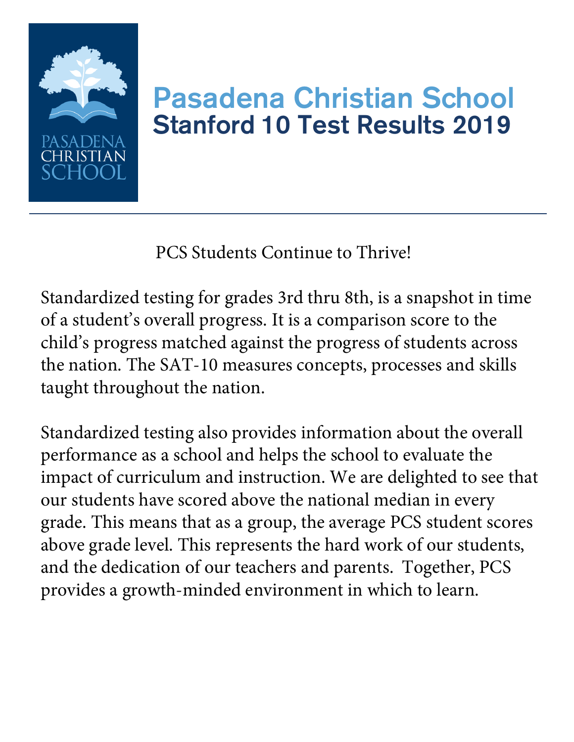# Pasadena Christian School

## Stanford 10 Test Results 2019

PCS Students Continue to Thrive!

Standardized testing for grades 3rd thru 8th, is a snapshot in time of a student's overall progress. It is a comparison score to the child's progress matched against the progress of students across the nation. The SAT-10 measures concepts, processes and skills taught throughout the nation.

Standardized testing also provides information about the overall performance as a school and helps the school to evaluate the impact of curriculum and instruction. We are delighted to see that our students have scored above the national median in every grade. This means that as a group, the average PCS student scores above grade level. This represents the hard work of our students, and the dedication of our teachers and parents. Together, PCS provides a growth-minded environment in which to learn.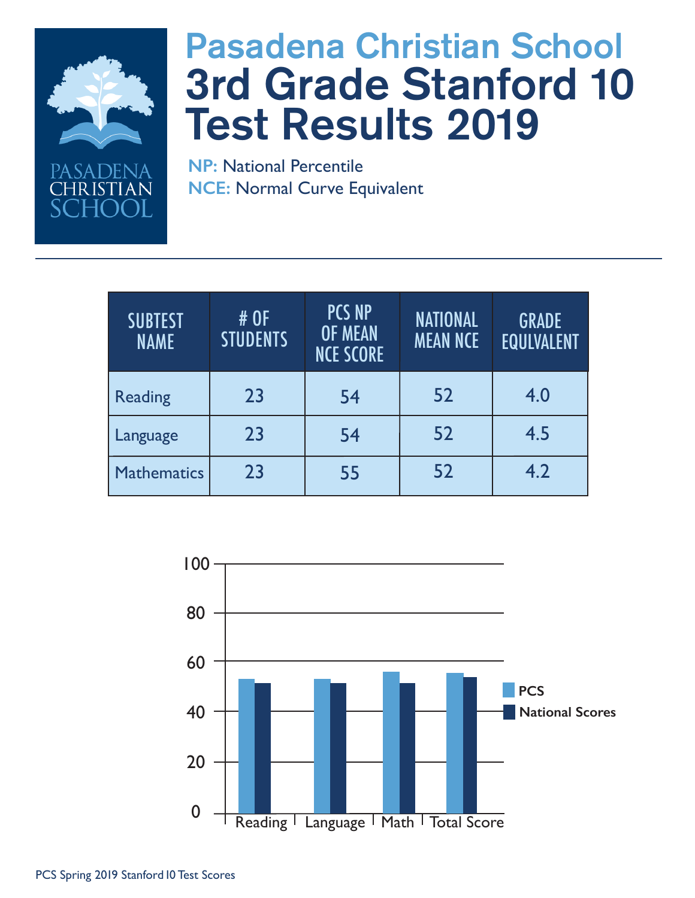# Pasadena Christian School

# 3rd Grade Stanford 10 Test Results 2019

**NP:** National Percentile

**NCE:** Normal Curve Equivalent

| SUBTEST NAME | # OF STUDENTS | PCS NP OF MEAN NCE SCORE | NATIONAL MEAN NCE | GRADE EQULVALENT |
|---|---|---|---|---|
| Reading | 23 | 54 | 52 | 4.0 |
| Language | 23 | 54 | 52 | 4.5 |
| Mathematics | 23 | 55 | 52 | 4.2 |

PCS Spring 2019 Stanford 10 Test Scores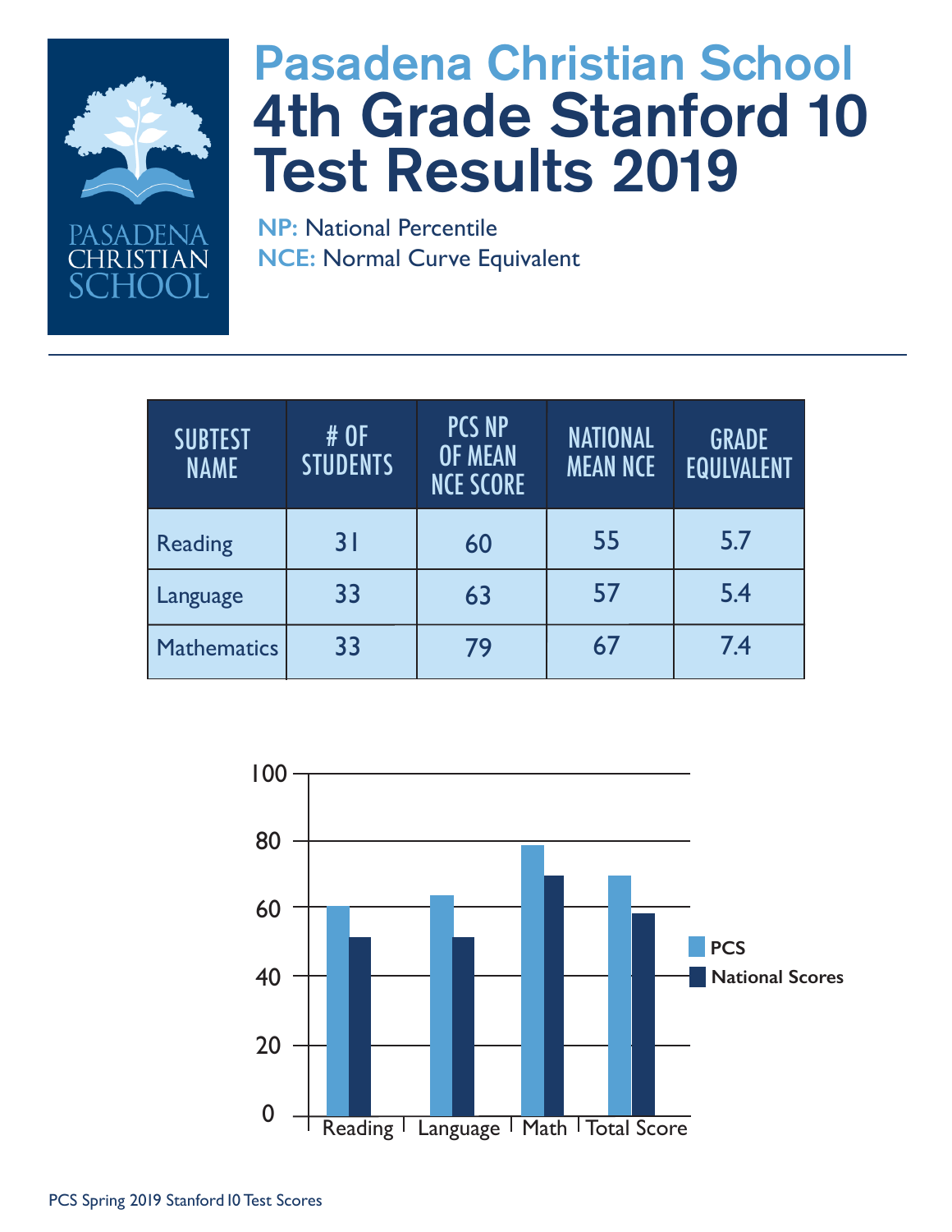# Pasadena Christian School

# 4th Grade Stanford 10 Test Results 2019

**NP:** National Percentile

**NCE:** Normal Curve Equivalent

| SUBTEST NAME | # OF STUDENTS | PCS NP OF MEAN NCE SCORE | NATIONAL MEAN NCE | GRADE EQULVALENT |
|---|---|---|---|---|
| Reading | 31 | 60 | 55 | 5.7 |
| Language | 33 | 63 | 57 | 5.4 |
| Mathematics | 33 | 79 | 67 | 7.4 |

PCS Spring 2019 Stanford 10 Test Scores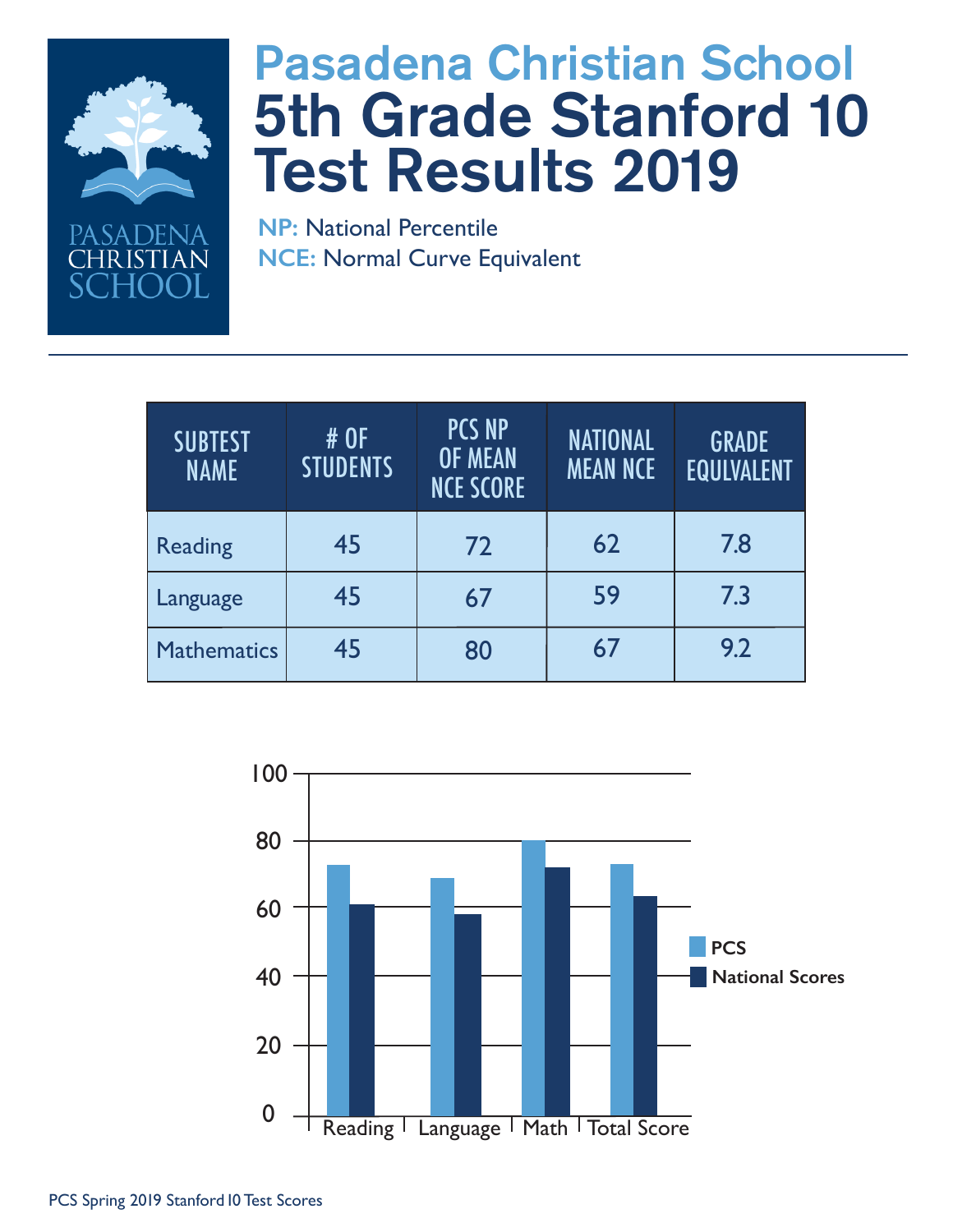# Pasadena Christian School

## 5th Grade Stanford 10 Test Results 2019

**NP:** National Percentile
**NCE:** Normal Curve Equivalent

| SUBTEST NAME | # OF STUDENTS | PCS NP OF MEAN NCE SCORE | NATIONAL MEAN NCE | GRADE EQULVALENT |
|---|---|---|---|---|
| Reading | 45 | 72 | 62 | 7.8 |
| Language | 45 | 67 | 59 | 7.3 |
| Mathematics | 45 | 80 | 67 | 9.2 |

PCS Spring 2019 Stanford 10 Test Scores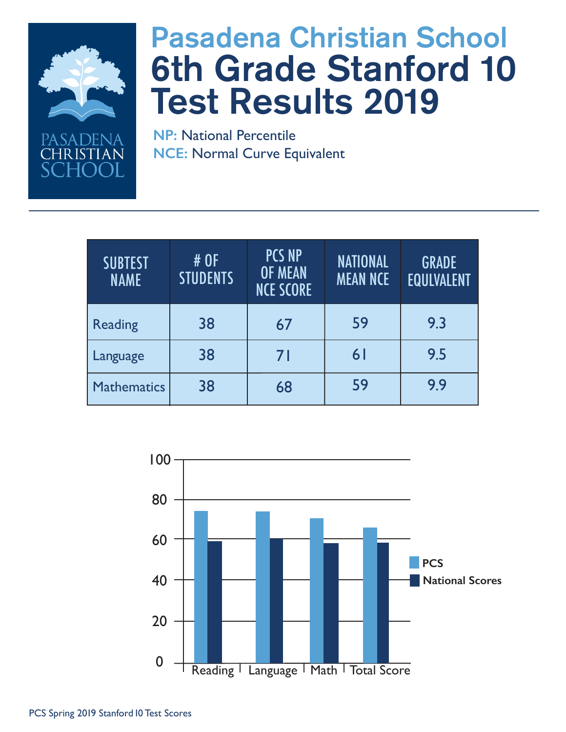# Pasadena Christian School

# 6th Grade Stanford 10 Test Results 2019

**NP:** National Percentile
**NCE:** Normal Curve Equivalent

| SUBTEST NAME | # OF STUDENTS | PCS NP OF MEAN NCE SCORE | NATIONAL MEAN NCE | GRADE EQULVALENT |
|---|---|---|---|---|
| Reading | 38 | 67 | 59 | 9.3 |
| Language | 38 | 71 | 61 | 9.5 |
| Mathematics | 38 | 68 | 59 | 9.9 |

PCS Spring 2019 Stanford 10 Test Scores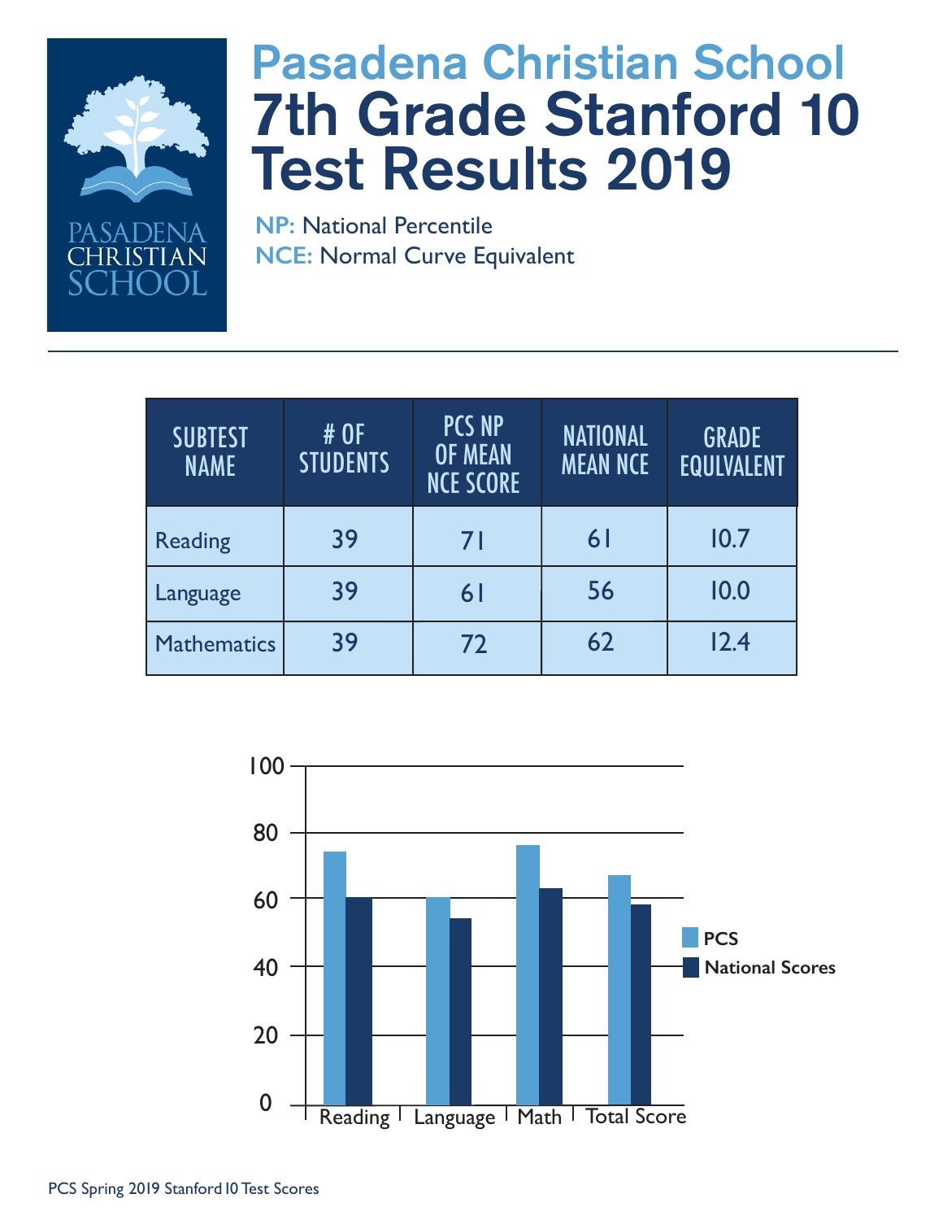# Pasadena Christian School

# 7th Grade Stanford 10 Test Results 2019

**NP:** National Percentile
**NCE:** Normal Curve Equivalent

| SUBTEST NAME | # OF STUDENTS | PCS NP OF MEAN NCE SCORE | NATIONAL MEAN NCE | GRADE EQULVALENT |
|---|---|---|---|---|
| Reading | 39 | 71 | 61 | 10.7 |
| Language | 39 | 61 | 56 | 10.0 |
| Mathematics | 39 | 72 | 62 | 12.4 |

100
80
60
40
20
0

Reading Language Math Total Score

PCS
National Scores

PCS Spring 2019 Stanford 10 Test Scores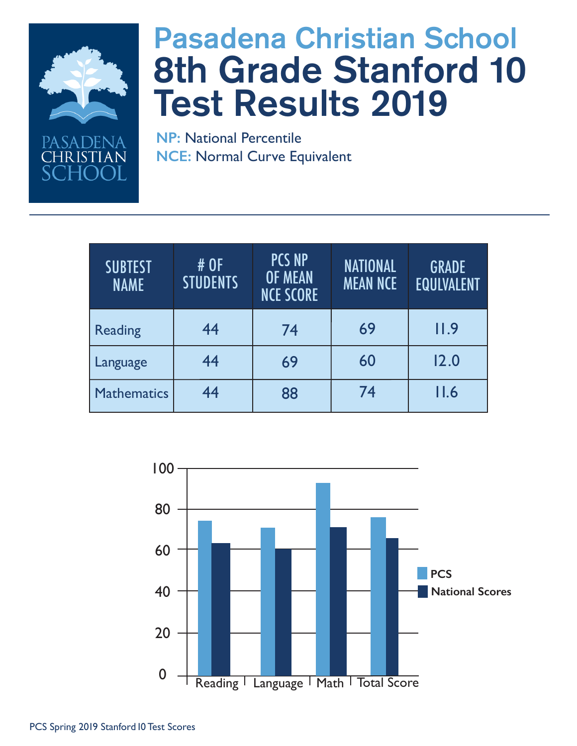# Pasadena Christian School

# 8th Grade Stanford 10 Test Results 2019

**NP:** National Percentile

**NCE:** Normal Curve Equivalent

| SUBTEST NAME | # OF STUDENTS | PCS NP OF MEAN NCE SCORE | NATIONAL MEAN NCE | GRADE EQULVALENT |
|---|---|---|---|---|
| Reading | 44 | 74 | 69 | 11.9 |
| Language | 44 | 69 | 60 | 12.0 |
| Mathematics | 44 | 88 | 74 | 11.6 |

100
80
60
40
20
0

Reading
Language
Math
Total Score

PCS
National Scores

PCS Spring 2019 Stanford 10 Test Scores